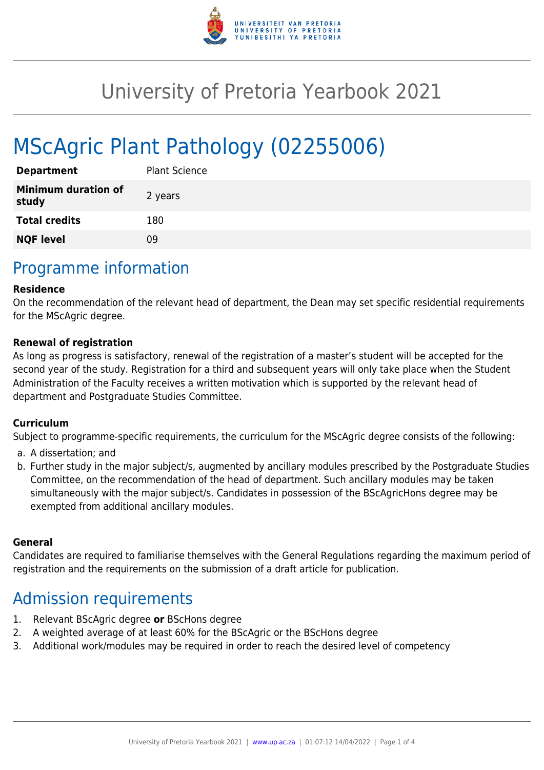# University of Pretoria Yearbook 2021

# MScAgric Plant Pathology (02255006)

| | |
|---|---|
| **Department** | Plant Science |
| **Minimum duration of study** | 2 years |
| **Total credits** | 180 |
| **NQF level** | 09 |

## Programme information

**Residence**

On the recommendation of the relevant head of department, the Dean may set specific residential requirements for the MScAgric degree.

**Renewal of registration**

As long as progress is satisfactory, renewal of the registration of a master's student will be accepted for the second year of the study. Registration for a third and subsequent years will only take place when the Student Administration of the Faculty receives a written motivation which is supported by the relevant head of department and Postgraduate Studies Committee.

**Curriculum**

Subject to programme-specific requirements, the curriculum for the MScAgric degree consists of the following:

a. A dissertation; and
b. Further study in the major subject/s, augmented by ancillary modules prescribed by the Postgraduate Studies Committee, on the recommendation of the head of department. Such ancillary modules may be taken simultaneously with the major subject/s. Candidates in possession of the BScAgricHons degree may be exempted from additional ancillary modules.

**General**

Candidates are required to familiarise themselves with the General Regulations regarding the maximum period of registration and the requirements on the submission of a draft article for publication.

## Admission requirements

1. Relevant BScAgric degree **or** BScHons degree
2. A weighted average of at least 60% for the BScAgric or the BScHons degree
3. Additional work/modules may be required in order to reach the desired level of competency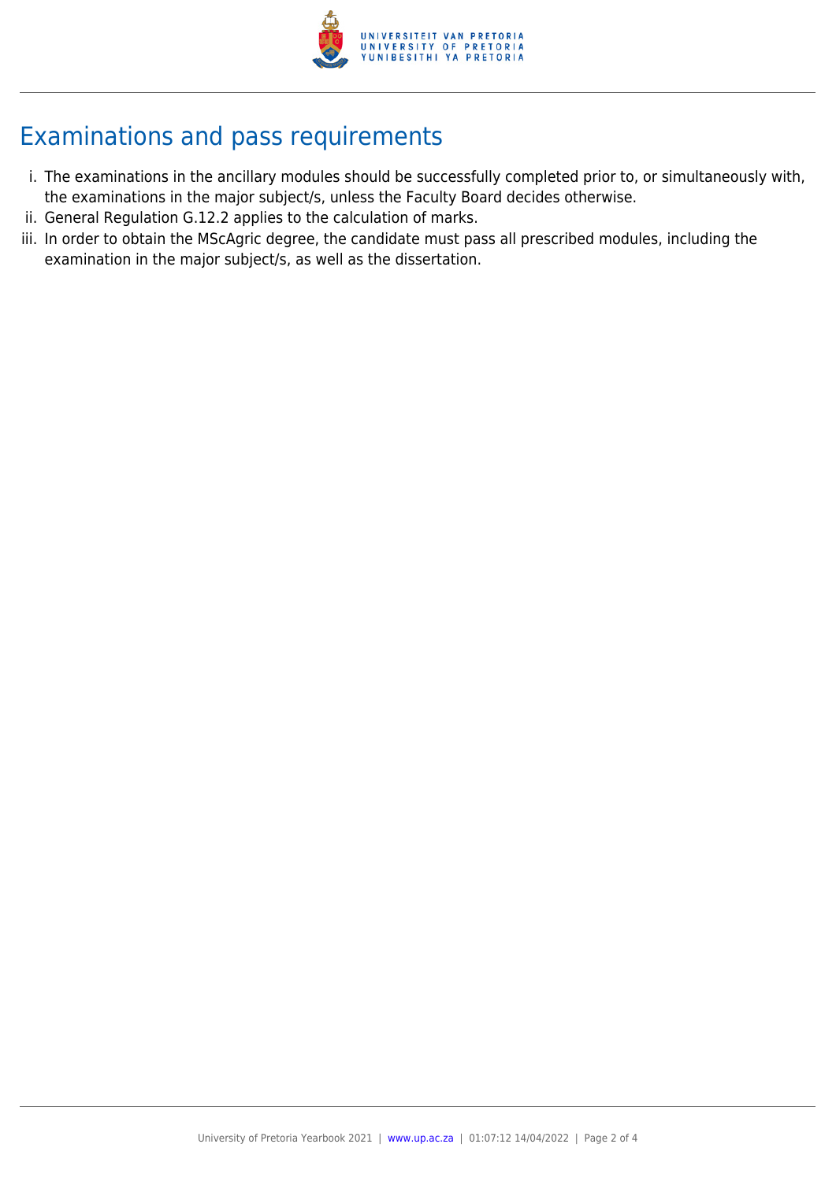## Examinations and pass requirements

i. The examinations in the ancillary modules should be successfully completed prior to, or simultaneously with, the examinations in the major subject/s, unless the Faculty Board decides otherwise.

ii. General Regulation G.12.2 applies to the calculation of marks.

iii. In order to obtain the MScAgric degree, the candidate must pass all prescribed modules, including the examination in the major subject/s, as well as the dissertation.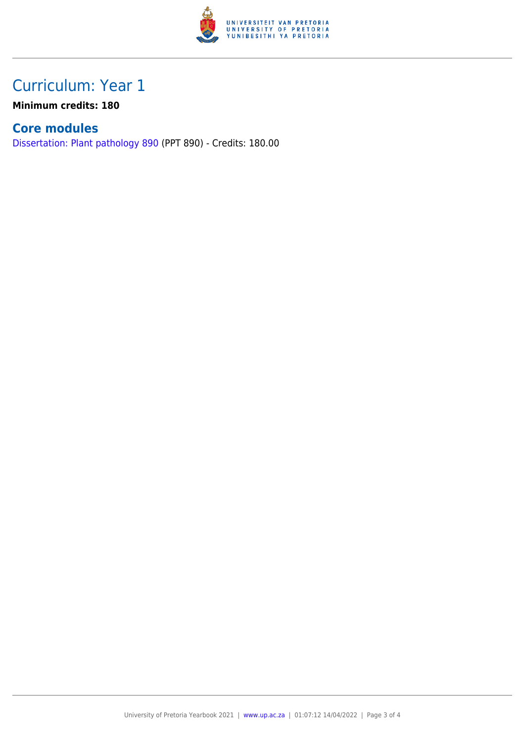# Curriculum: Year 1

**Minimum credits: 180**

## Core modules

Dissertation: Plant pathology 890 (PPT 890) - Credits: 180.00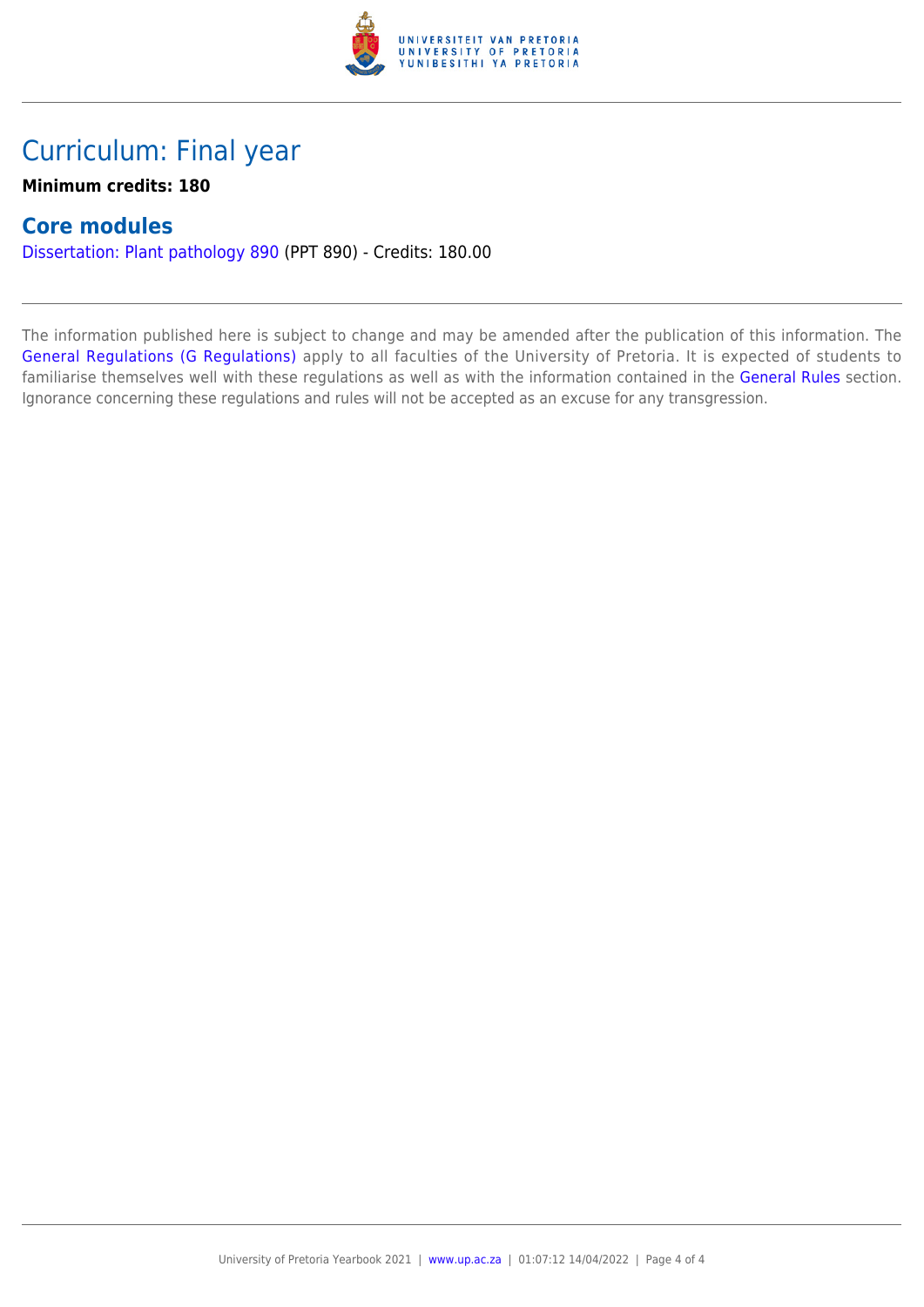## Curriculum: Final year

**Minimum credits: 180**

### Core modules

Dissertation: Plant pathology 890 (PPT 890) - Credits: 180.00

The information published here is subject to change and may be amended after the publication of this information. The General Regulations (G Regulations) apply to all faculties of the University of Pretoria. It is expected of students to familiarise themselves well with these regulations as well as with the information contained in the General Rules section. Ignorance concerning these regulations and rules will not be accepted as an excuse for any transgression.